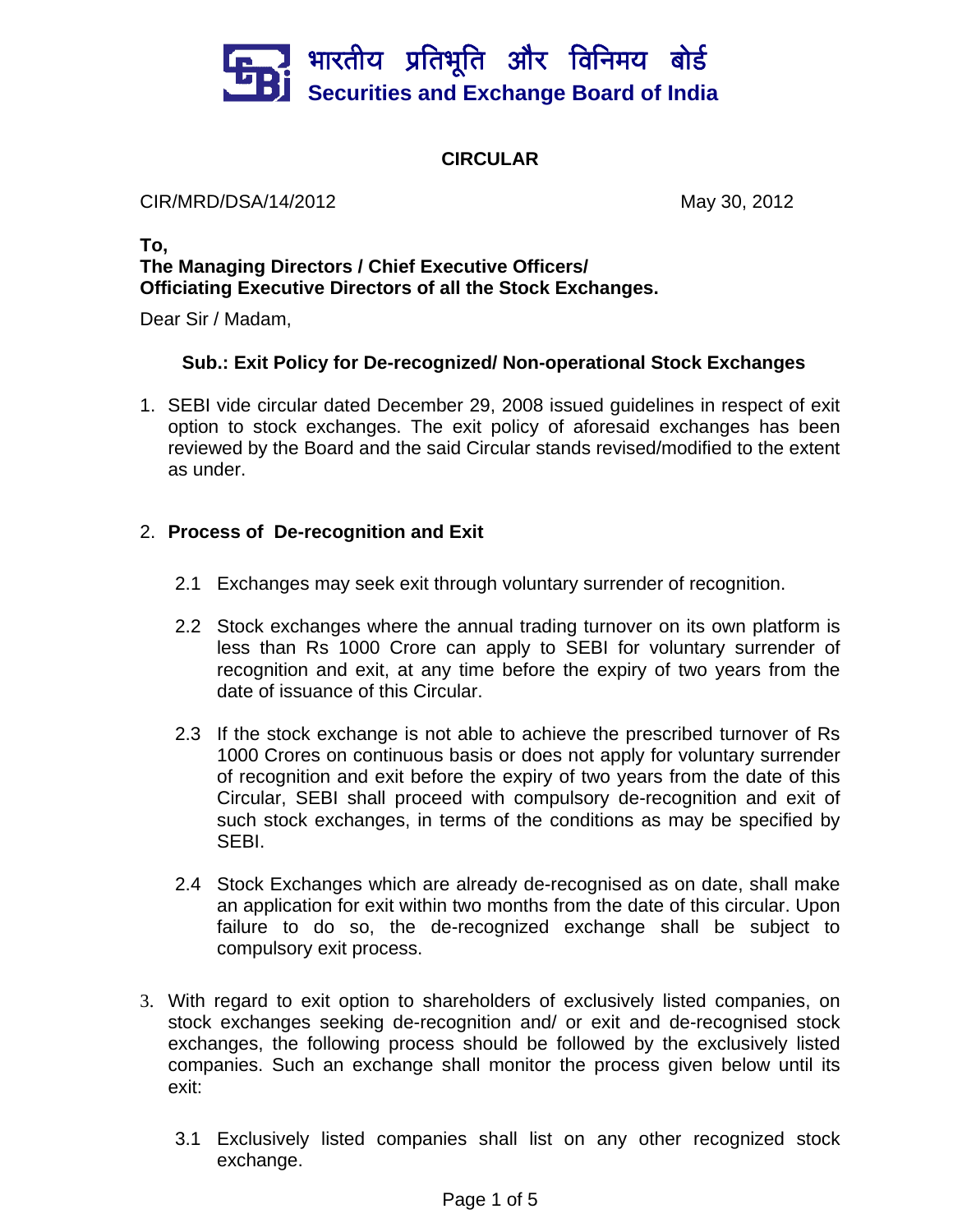भारतीय प्रतिभूति और विनिमय बोर्ड
**Securities and Exchange Board of India**

## CIRCULAR

CIR/MRD/DSA/14/2012 May 30, 2012

**To,**
**The Managing Directors / Chief Executive Officers/**
**Officiating Executive Directors of all the Stock Exchanges.**

Dear Sir / Madam,

**Sub.: Exit Policy for De-recognized/ Non-operational Stock Exchanges**

1. SEBI vide circular dated December 29, 2008 issued guidelines in respect of exit option to stock exchanges. The exit policy of aforesaid exchanges has been reviewed by the Board and the said Circular stands revised/modified to the extent as under.

2. **Process of De-recognition and Exit**

   2.1 Exchanges may seek exit through voluntary surrender of recognition.

   2.2 Stock exchanges where the annual trading turnover on its own platform is less than Rs 1000 Crore can apply to SEBI for voluntary surrender of recognition and exit, at any time before the expiry of two years from the date of issuance of this Circular.

   2.3 If the stock exchange is not able to achieve the prescribed turnover of Rs 1000 Crores on continuous basis or does not apply for voluntary surrender of recognition and exit before the expiry of two years from the date of this Circular, SEBI shall proceed with compulsory de-recognition and exit of such stock exchanges, in terms of the conditions as may be specified by SEBI.

   2.4 Stock Exchanges which are already de-recognised as on date, shall make an application for exit within two months from the date of this circular. Upon failure to do so, the de-recognized exchange shall be subject to compulsory exit process.

3. With regard to exit option to shareholders of exclusively listed companies, on stock exchanges seeking de-recognition and/ or exit and de-recognised stock exchanges, the following process should be followed by the exclusively listed companies. Such an exchange shall monitor the process given below until its exit:

   3.1 Exclusively listed companies shall list on any other recognized stock exchange.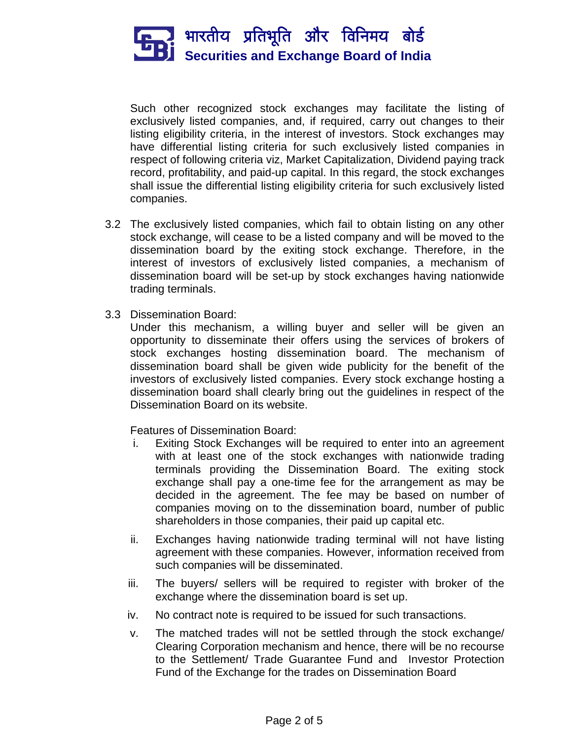Such other recognized stock exchanges may facilitate the listing of exclusively listed companies, and, if required, carry out changes to their listing eligibility criteria, in the interest of investors. Stock exchanges may have differential listing criteria for such exclusively listed companies in respect of following criteria viz, Market Capitalization, Dividend paying track record, profitability, and paid-up capital. In this regard, the stock exchanges shall issue the differential listing eligibility criteria for such exclusively listed companies.

3.2 The exclusively listed companies, which fail to obtain listing on any other stock exchange, will cease to be a listed company and will be moved to the dissemination board by the exiting stock exchange. Therefore, in the interest of investors of exclusively listed companies, a mechanism of dissemination board will be set-up by stock exchanges having nationwide trading terminals.

3.3 Dissemination Board:

Under this mechanism, a willing buyer and seller will be given an opportunity to disseminate their offers using the services of brokers of stock exchanges hosting dissemination board. The mechanism of dissemination board shall be given wide publicity for the benefit of the investors of exclusively listed companies. Every stock exchange hosting a dissemination board shall clearly bring out the guidelines in respect of the Dissemination Board on its website.

Features of Dissemination Board:

i. Exiting Stock Exchanges will be required to enter into an agreement with at least one of the stock exchanges with nationwide trading terminals providing the Dissemination Board. The exiting stock exchange shall pay a one-time fee for the arrangement as may be decided in the agreement. The fee may be based on number of companies moving on to the dissemination board, number of public shareholders in those companies, their paid up capital etc.

ii. Exchanges having nationwide trading terminal will not have listing agreement with these companies. However, information received from such companies will be disseminated.

iii. The buyers/ sellers will be required to register with broker of the exchange where the dissemination board is set up.

iv. No contract note is required to be issued for such transactions.

v. The matched trades will not be settled through the stock exchange/ Clearing Corporation mechanism and hence, there will be no recourse to the Settlement/ Trade Guarantee Fund and Investor Protection Fund of the Exchange for the trades on Dissemination Board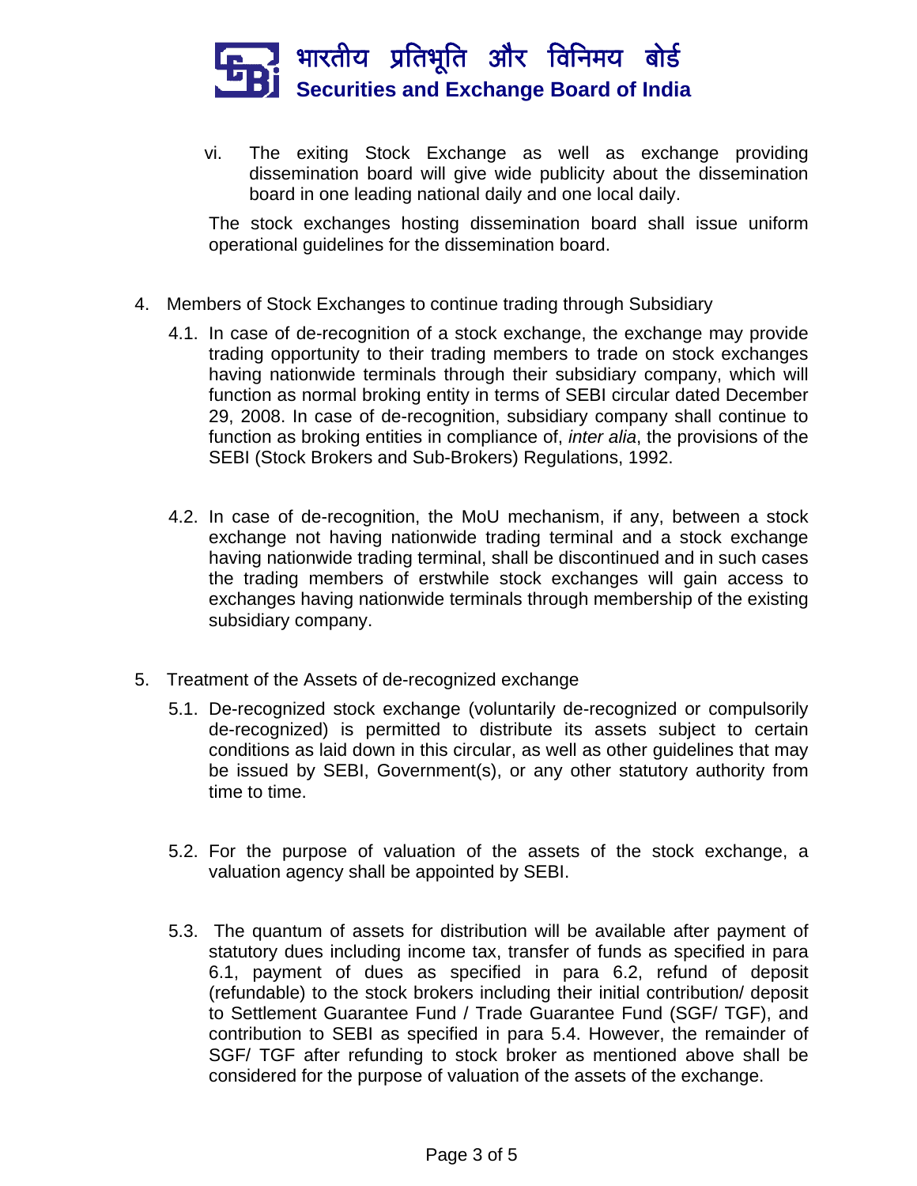vi. The exiting Stock Exchange as well as exchange providing dissemination board will give wide publicity about the dissemination board in one leading national daily and one local daily.

The stock exchanges hosting dissemination board shall issue uniform operational guidelines for the dissemination board.

4. Members of Stock Exchanges to continue trading through Subsidiary

4.1. In case of de-recognition of a stock exchange, the exchange may provide trading opportunity to their trading members to trade on stock exchanges having nationwide terminals through their subsidiary company, which will function as normal broking entity in terms of SEBI circular dated December 29, 2008. In case of de-recognition, subsidiary company shall continue to function as broking entities in compliance of, *inter alia*, the provisions of the SEBI (Stock Brokers and Sub-Brokers) Regulations, 1992.

4.2. In case of de-recognition, the MoU mechanism, if any, between a stock exchange not having nationwide trading terminal and a stock exchange having nationwide trading terminal, shall be discontinued and in such cases the trading members of erstwhile stock exchanges will gain access to exchanges having nationwide terminals through membership of the existing subsidiary company.

5. Treatment of the Assets of de-recognized exchange

5.1. De-recognized stock exchange (voluntarily de-recognized or compulsorily de-recognized) is permitted to distribute its assets subject to certain conditions as laid down in this circular, as well as other guidelines that may be issued by SEBI, Government(s), or any other statutory authority from time to time.

5.2. For the purpose of valuation of the assets of the stock exchange, a valuation agency shall be appointed by SEBI.

5.3. The quantum of assets for distribution will be available after payment of statutory dues including income tax, transfer of funds as specified in para 6.1, payment of dues as specified in para 6.2, refund of deposit (refundable) to the stock brokers including their initial contribution/ deposit to Settlement Guarantee Fund / Trade Guarantee Fund (SGF/ TGF), and contribution to SEBI as specified in para 5.4. However, the remainder of SGF/ TGF after refunding to stock broker as mentioned above shall be considered for the purpose of valuation of the assets of the exchange.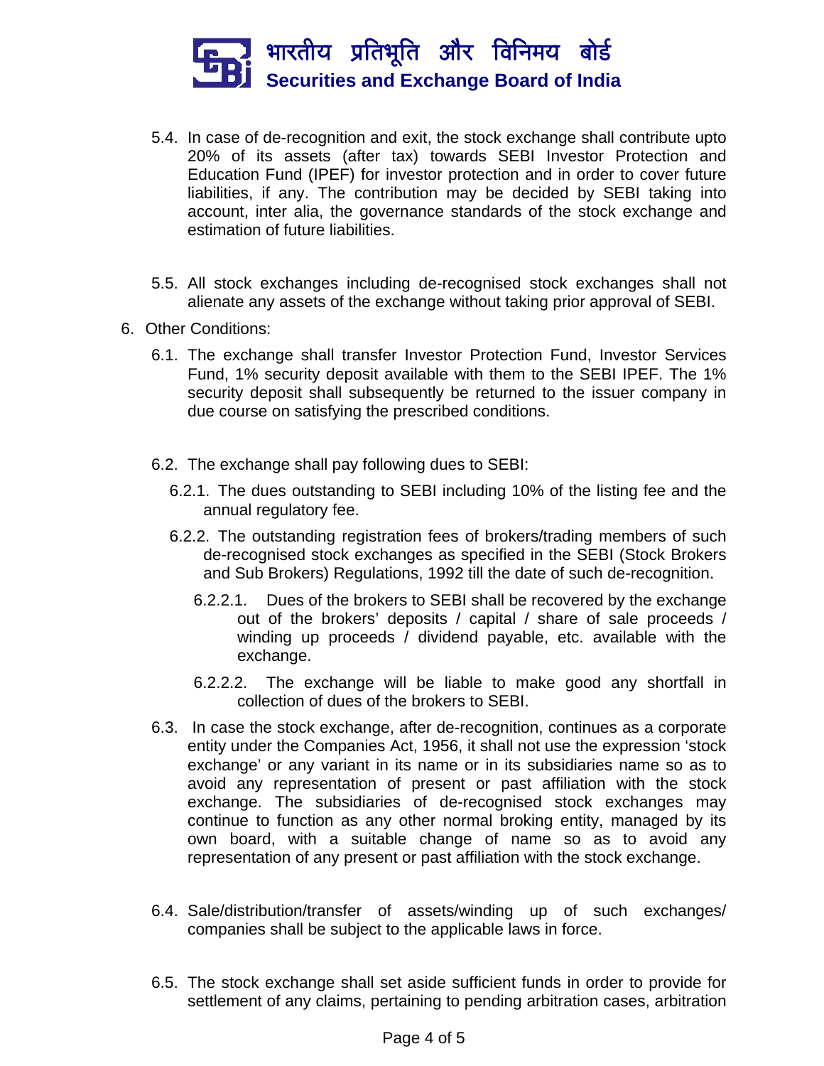5.4. In case of de-recognition and exit, the stock exchange shall contribute upto 20% of its assets (after tax) towards SEBI Investor Protection and Education Fund (IPEF) for investor protection and in order to cover future liabilities, if any. The contribution may be decided by SEBI taking into account, inter alia, the governance standards of the stock exchange and estimation of future liabilities.

5.5. All stock exchanges including de-recognised stock exchanges shall not alienate any assets of the exchange without taking prior approval of SEBI.

6. Other Conditions:

6.1. The exchange shall transfer Investor Protection Fund, Investor Services Fund, 1% security deposit available with them to the SEBI IPEF. The 1% security deposit shall subsequently be returned to the issuer company in due course on satisfying the prescribed conditions.

6.2. The exchange shall pay following dues to SEBI:

6.2.1. The dues outstanding to SEBI including 10% of the listing fee and the annual regulatory fee.

6.2.2. The outstanding registration fees of brokers/trading members of such de-recognised stock exchanges as specified in the SEBI (Stock Brokers and Sub Brokers) Regulations, 1992 till the date of such de-recognition.

6.2.2.1. Dues of the brokers to SEBI shall be recovered by the exchange out of the brokers' deposits / capital / share of sale proceeds / winding up proceeds / dividend payable, etc. available with the exchange.

6.2.2.2. The exchange will be liable to make good any shortfall in collection of dues of the brokers to SEBI.

6.3. In case the stock exchange, after de-recognition, continues as a corporate entity under the Companies Act, 1956, it shall not use the expression 'stock exchange' or any variant in its name or in its subsidiaries name so as to avoid any representation of present or past affiliation with the stock exchange. The subsidiaries of de-recognised stock exchanges may continue to function as any other normal broking entity, managed by its own board, with a suitable change of name so as to avoid any representation of any present or past affiliation with the stock exchange.

6.4. Sale/distribution/transfer of assets/winding up of such exchanges/ companies shall be subject to the applicable laws in force.

6.5. The stock exchange shall set aside sufficient funds in order to provide for settlement of any claims, pertaining to pending arbitration cases, arbitration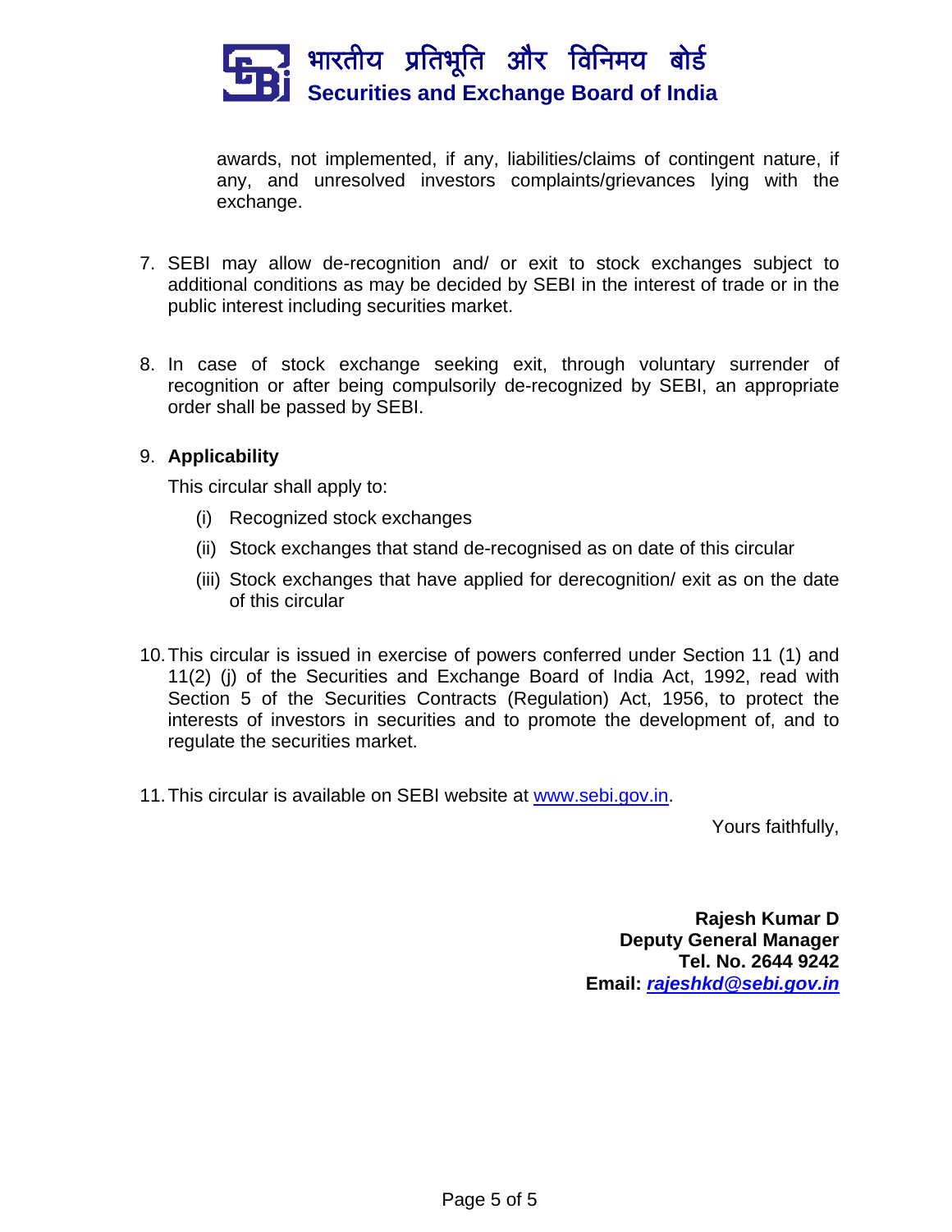awards, not implemented, if any, liabilities/claims of contingent nature, if any, and unresolved investors complaints/grievances lying with the exchange.

7. SEBI may allow de-recognition and/ or exit to stock exchanges subject to additional conditions as may be decided by SEBI in the interest of trade or in the public interest including securities market.

8. In case of stock exchange seeking exit, through voluntary surrender of recognition or after being compulsorily de-recognized by SEBI, an appropriate order shall be passed by SEBI.

9. **Applicability**

   This circular shall apply to:

   (i) Recognized stock exchanges

   (ii) Stock exchanges that stand de-recognised as on date of this circular

   (iii) Stock exchanges that have applied for derecognition/ exit as on the date of this circular

10. This circular is issued in exercise of powers conferred under Section 11 (1) and 11(2) (j) of the Securities and Exchange Board of India Act, 1992, read with Section 5 of the Securities Contracts (Regulation) Act, 1956, to protect the interests of investors in securities and to promote the development of, and to regulate the securities market.

11. This circular is available on SEBI website at www.sebi.gov.in.

Yours faithfully,

**Rajesh Kumar D**
**Deputy General Manager**
**Tel. No. 2644 9242**
**Email: *rajeshkd@sebi.gov.in***